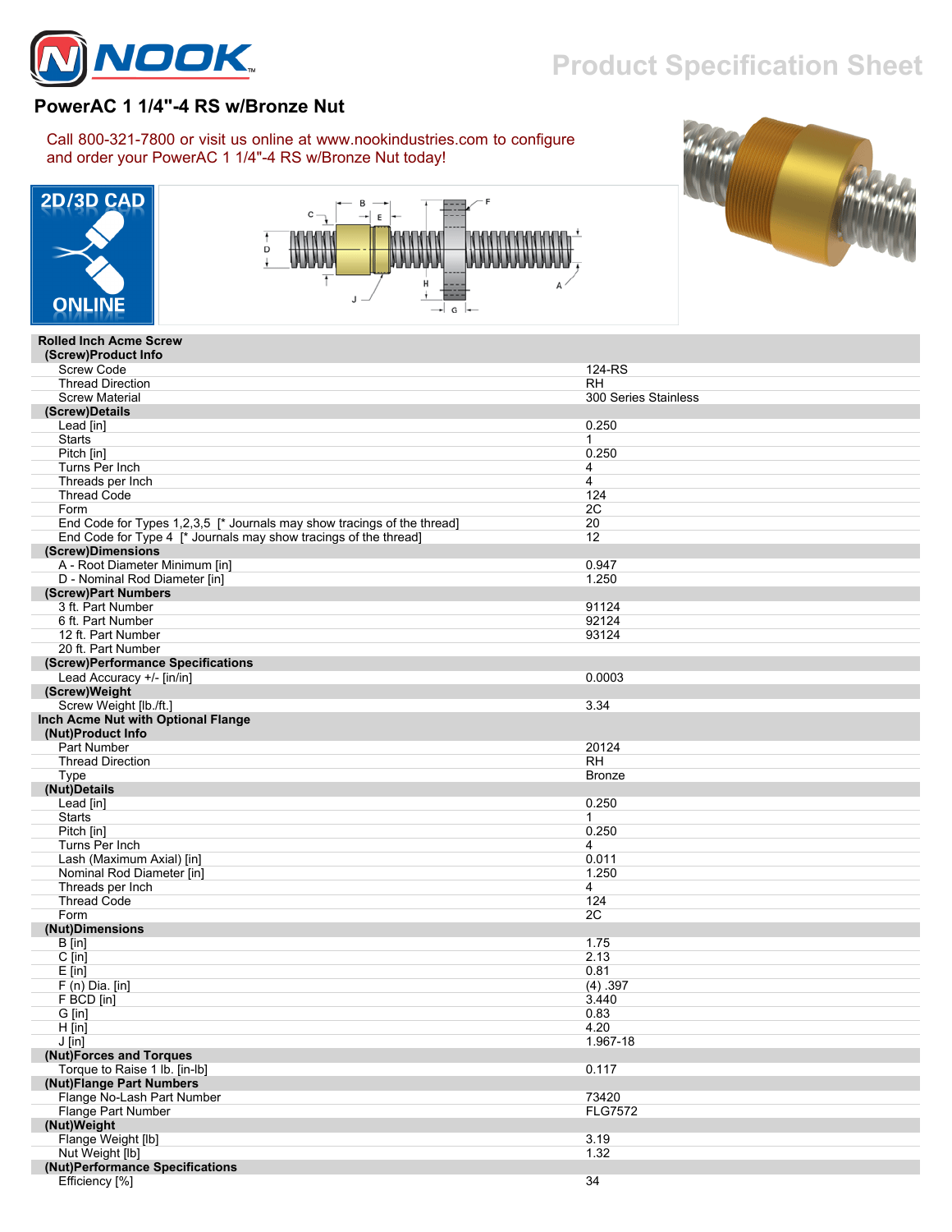# PowerAC 1 1/4"-4 RS w/Bronze Nut

Call 800-321-7800 or visit us online at www.nookindustries.com to configure and order your PowerAC 1 1/4"-4 RS w/Bronze Nut today!

2D/3D CAD ONLINE

## Rolled Inch Acme Screw

| | |
|---|---|
| **(Screw)Product Info** | |
| Screw Code | 124-RS |
| Thread Direction | RH |
| Screw Material | 300 Series Stainless |
| **(Screw)Details** | |
| Lead [in] | 0.250 |
| Starts | 1 |
| Pitch [in] | 0.250 |
| Turns Per Inch | 4 |
| Threads per Inch | 4 |
| Thread Code | 124 |
| Form | 2C |
| End Code for Types 1,2,3,5 [* Journals may show tracings of the thread] | 20 |
| End Code for Type 4 [* Journals may show tracings of the thread] | 12 |
| **(Screw)Dimensions** | |
| A - Root Diameter Minimum [in] | 0.947 |
| D - Nominal Rod Diameter [in] | 1.250 |
| **(Screw)Part Numbers** | |
| 3 ft. Part Number | 91124 |
| 6 ft. Part Number | 92124 |
| 12 ft. Part Number | 93124 |
| 20 ft. Part Number | |
| **(Screw)Performance Specifications** | |
| Lead Accuracy +/- [in/in] | 0.0003 |
| **(Screw)Weight** | |
| Screw Weight [lb./ft.] | 3.34 |

## Inch Acme Nut with Optional Flange

| | |
|---|---|
| **(Nut)Product Info** | |
| Part Number | 20124 |
| Thread Direction | RH |
| Type | Bronze |
| **(Nut)Details** | |
| Lead [in] | 0.250 |
| Starts | 1 |
| Pitch [in] | 0.250 |
| Turns Per Inch | 4 |
| Lash (Maximum Axial) [in] | 0.011 |
| Nominal Rod Diameter [in] | 1.250 |
| Threads per Inch | 4 |
| Thread Code | 124 |
| Form | 2C |
| **(Nut)Dimensions** | |
| B [in] | 1.75 |
| C [in] | 2.13 |
| E [in] | 0.81 |
| F (n) Dia. [in] | (4) .397 |
| F BCD [in] | 3.440 |
| G [in] | 0.83 |
| H [in] | 4.20 |
| J [in] | 1.967-18 |
| **(Nut)Forces and Torques** | |
| Torque to Raise 1 lb. [in-lb] | 0.117 |
| **(Nut)Flange Part Numbers** | |
| Flange No-Lash Part Number | 73420 |
| Flange Part Number | FLG7572 |
| **(Nut)Weight** | |
| Flange Weight [lb] | 3.19 |
| Nut Weight [lb] | 1.32 |
| **(Nut)Performance Specifications** | |
| Efficiency [%] | 34 |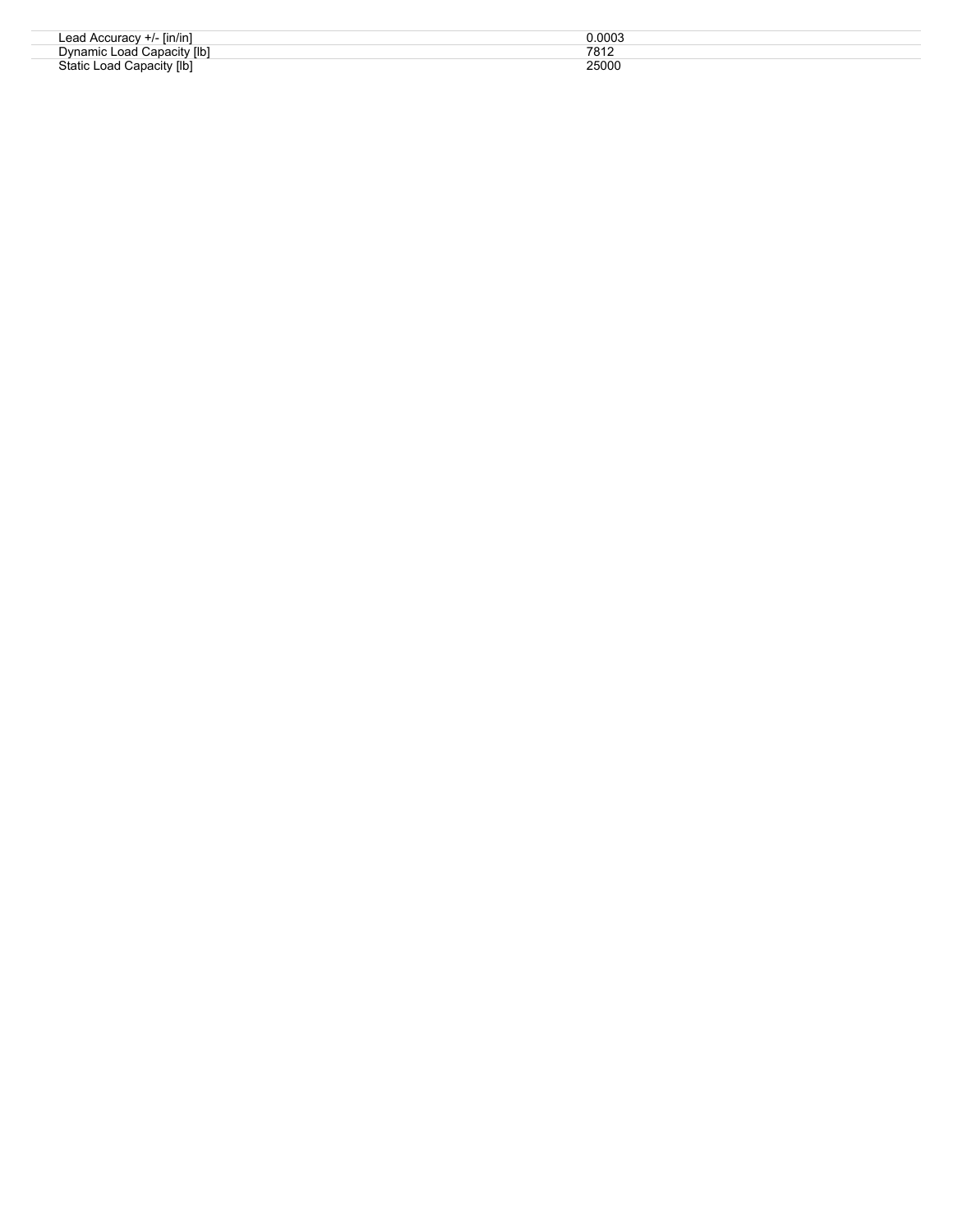| | |
|---|---|
| Lead Accuracy +/- [in/in] | 0.0003 |
| Dynamic Load Capacity [lb] | 7812 |
| Static Load Capacity [lb] | 25000 |